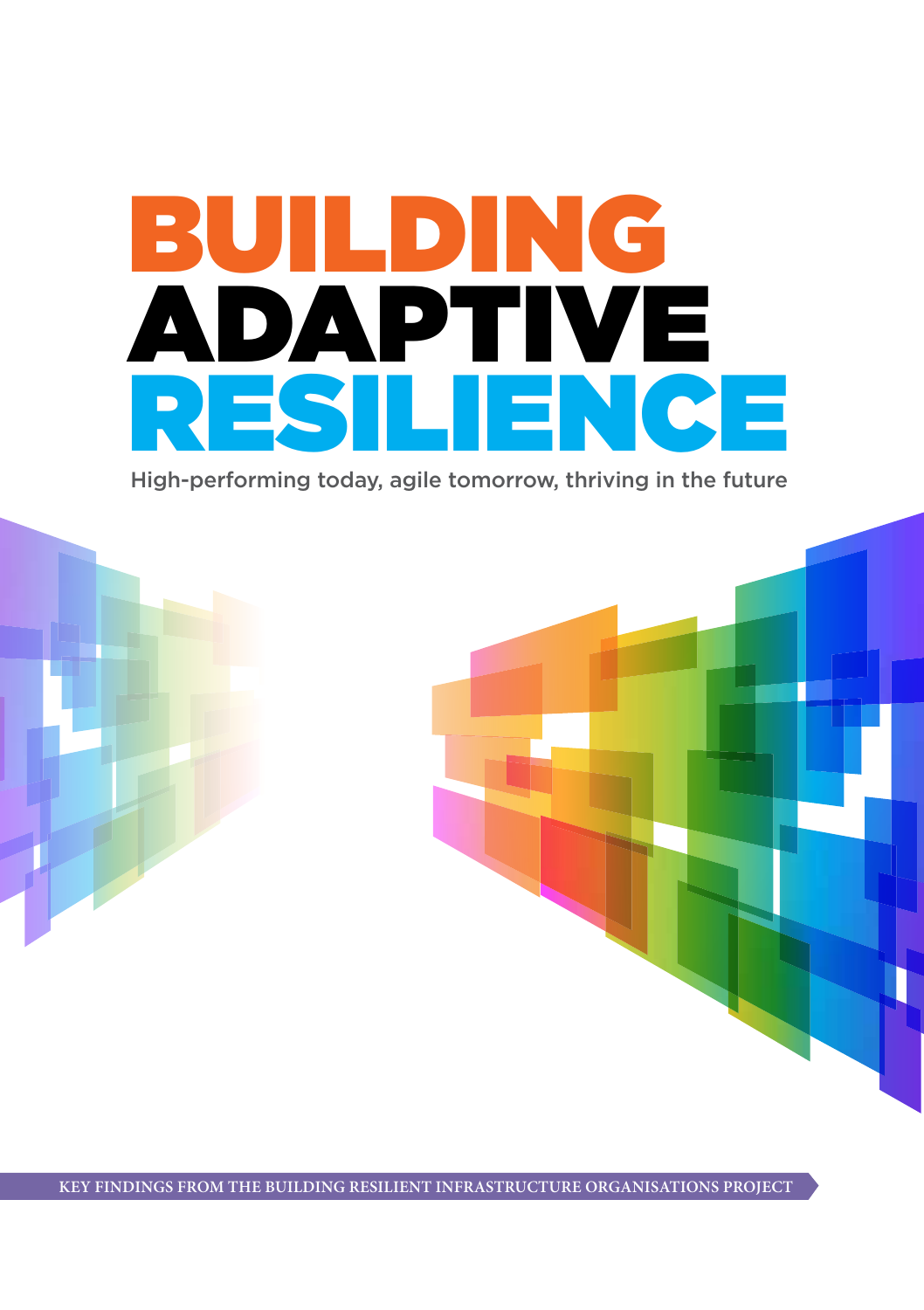# BUILDING ADAPTIVE RESILIENCE

High-performing today, agile tomorrow, thriving in the future

KEY FINDINGS FROM THE BUILDING RESILIENT INFRASTRUCTURE ORGANISATIONS PROJECT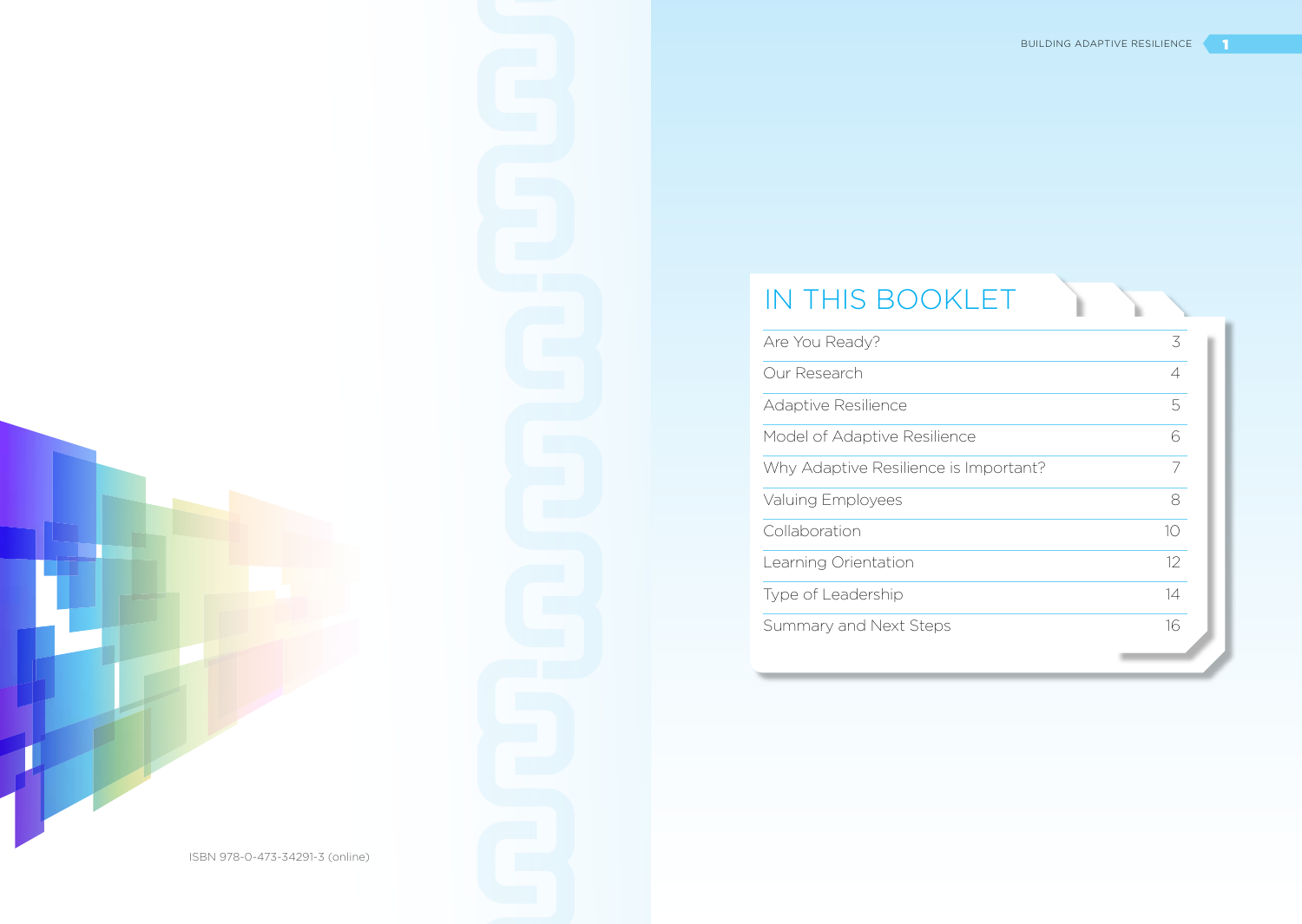ISBN 978-0-473-34291-3 (online)

# IN THIS BOOKLET

| | |
|---|---|
| Are You Ready? | 3 |
| Our Research | 4 |
| Adaptive Resilience | 5 |
| Model of Adaptive Resilience | 6 |
| Why Adaptive Resilience is Important? | 7 |
| Valuing Employees | 8 |
| Collaboration | 10 |
| Learning Orientation | 12 |
| Type of Leadership | 14 |
| Summary and Next Steps | 16 |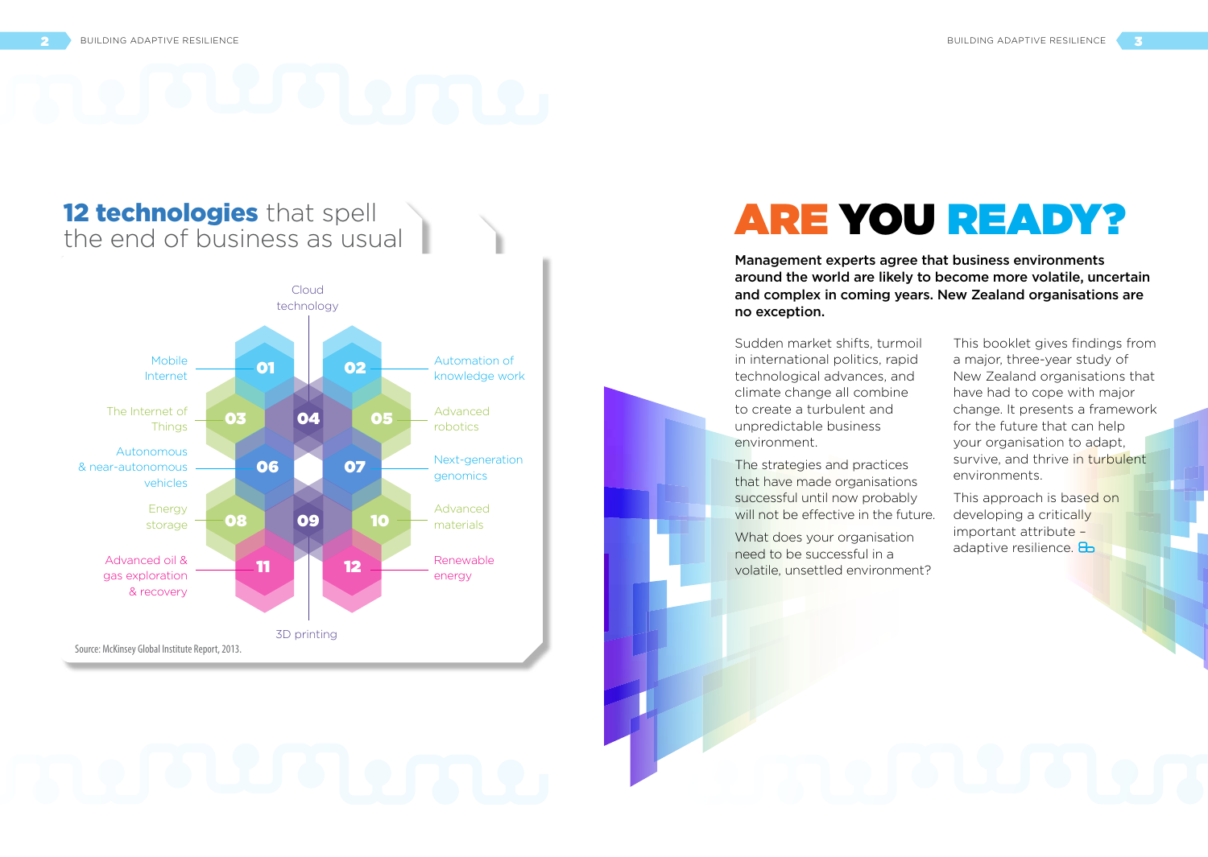## 12 technologies that spell the end of business as usual

- 01 Mobile Internet
- 02 Automation of knowledge work
- 03 The Internet of Things
- 04 Cloud technology
- 05 Advanced robotics
- 06 Autonomous & near-autonomous vehicles
- 07 Next-generation genomics
- 08 Energy storage
- 09 3D printing
- 10 Advanced materials
- 11 Advanced oil & gas exploration & recovery
- 12 Renewable energy

Source: McKinsey Global Institute Report, 2013.

# ARE YOU READY?

**Management experts agree that business environments around the world are likely to become more volatile, uncertain and complex in coming years. New Zealand organisations are no exception.**

Sudden market shifts, turmoil in international politics, rapid technological advances, and climate change all combine to create a turbulent and unpredictable business environment.

The strategies and practices that have made organisations successful until now probably will not be effective in the future.

What does your organisation need to be successful in a volatile, unsettled environment?

This booklet gives findings from a major, three-year study of New Zealand organisations that have had to cope with major change. It presents a framework for the future that can help your organisation to adapt, survive, and thrive in turbulent environments.

This approach is based on developing a critically important attribute – adaptive resilience.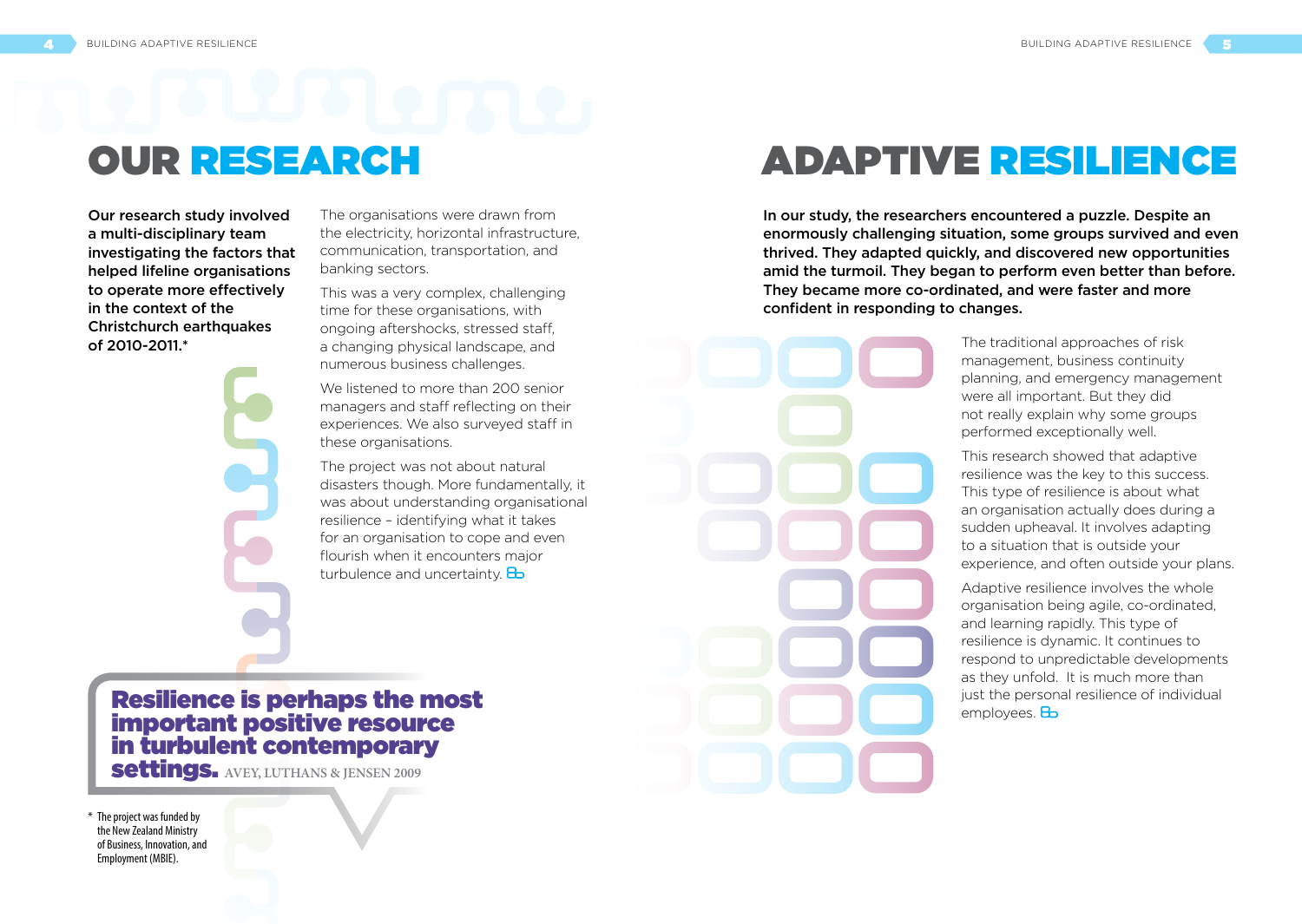# OUR RESEARCH

**Our research study involved a multi-disciplinary team investigating the factors that helped lifeline organisations to operate more effectively in the context of the Christchurch earthquakes of 2010-2011.***

The organisations were drawn from the electricity, horizontal infrastructure, communication, transportation, and banking sectors.

This was a very complex, challenging time for these organisations, with ongoing aftershocks, stressed staff, a changing physical landscape, and numerous business challenges.

We listened to more than 200 senior managers and staff reflecting on their experiences. We also surveyed staff in these organisations.

The project was not about natural disasters though. More fundamentally, it was about understanding organisational resilience – identifying what it takes for an organisation to cope and even flourish when it encounters major turbulence and uncertainty.

> **Resilience is perhaps the most important positive resource in turbulent contemporary settings.** AVEY, LUTHANS & JENSEN 2009

* The project was funded by the New Zealand Ministry of Business, Innovation, and Employment (MBIE).

# ADAPTIVE RESILIENCE

**In our study, the researchers encountered a puzzle. Despite an enormously challenging situation, some groups survived and even thrived. They adapted quickly, and discovered new opportunities amid the turmoil. They began to perform even better than before. They became more co-ordinated, and were faster and more confident in responding to changes.**

The traditional approaches of risk management, business continuity planning, and emergency management were all important. But they did not really explain why some groups performed exceptionally well.

This research showed that adaptive resilience was the key to this success. This type of resilience is about what an organisation actually does during a sudden upheaval. It involves adapting to a situation that is outside your experience, and often outside your plans.

Adaptive resilience involves the whole organisation being agile, co-ordinated, and learning rapidly. This type of resilience is dynamic. It continues to respond to unpredictable developments as they unfold. It is much more than just the personal resilience of individual employees.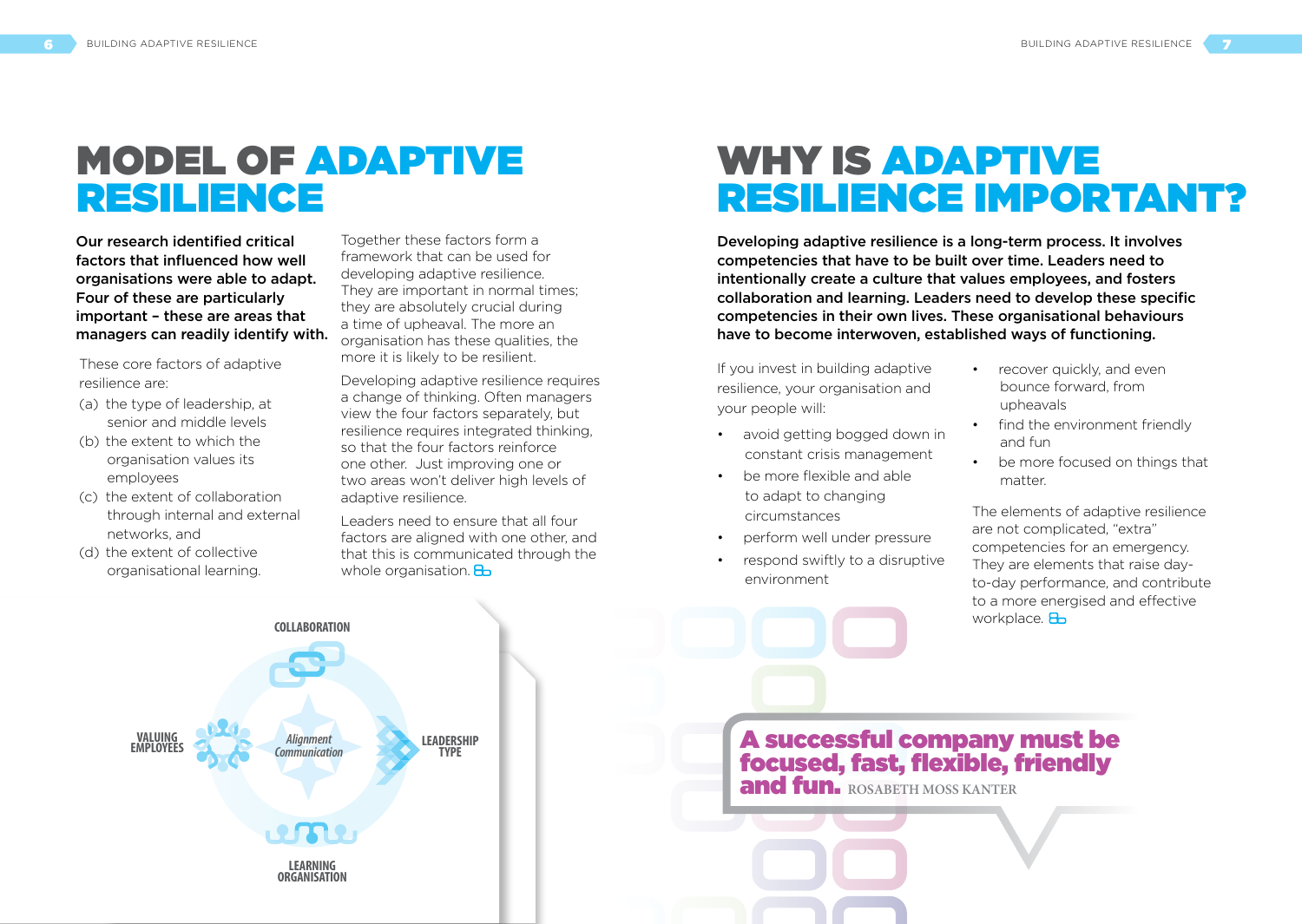# MODEL OF ADAPTIVE RESILIENCE

**Our research identified critical factors that influenced how well organisations were able to adapt. Four of these are particularly important – these are areas that managers can readily identify with.**

These core factors of adaptive resilience are:

(a) the type of leadership, at senior and middle levels
(b) the extent to which the organisation values its employees
(c) the extent of collaboration through internal and external networks, and
(d) the extent of collective organisational learning.

Together these factors form a framework that can be used for developing adaptive resilience. They are important in normal times; they are absolutely crucial during a time of upheaval. The more an organisation has these qualities, the more it is likely to be resilient.

Developing adaptive resilience requires a change of thinking. Often managers view the four factors separately, but resilience requires integrated thinking, so that the four factors reinforce one other. Just improving one or two areas won't deliver high levels of adaptive resilience.

Leaders need to ensure that all four factors are aligned with one other, and that this is communicated through the whole organisation.

COLLABORATION

VALUING EMPLOYEES

*Alignment Communication*

LEADERSHIP TYPE

LEARNING ORGANISATION

# WHY IS ADAPTIVE RESILIENCE IMPORTANT?

**Developing adaptive resilience is a long-term process. It involves competencies that have to be built over time. Leaders need to intentionally create a culture that values employees, and fosters collaboration and learning. Leaders need to develop these specific competencies in their own lives. These organisational behaviours have to become interwoven, established ways of functioning.**

If you invest in building adaptive resilience, your organisation and your people will:

- avoid getting bogged down in constant crisis management
- be more flexible and able to adapt to changing circumstances
- perform well under pressure
- respond swiftly to a disruptive environment
- recover quickly, and even bounce forward, from upheavals
- find the environment friendly and fun
- be more focused on things that matter.

The elements of adaptive resilience are not complicated, "extra" competencies for an emergency. They are elements that raise day-to-day performance, and contribute to a more energised and effective workplace.

**A successful company must be focused, fast, flexible, friendly and fun.** ROSABETH MOSS KANTER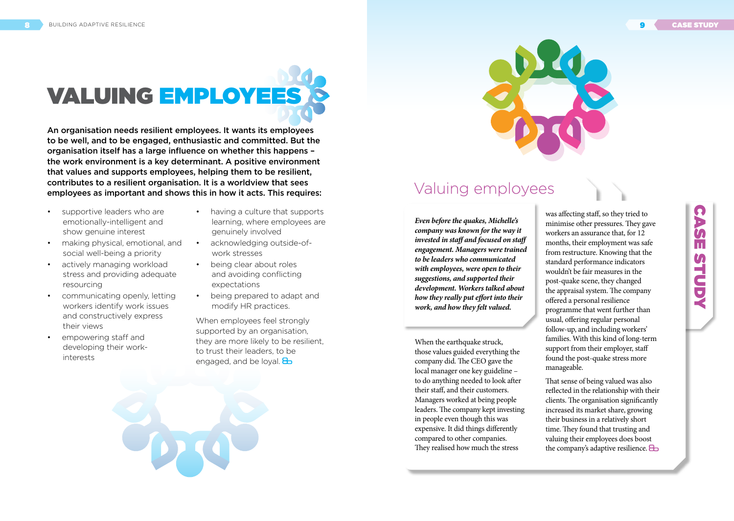# VALUING EMPLOYEES

**An organisation needs resilient employees. It wants its employees to be well, and to be engaged, enthusiastic and committed. But the organisation itself has a large influence on whether this happens – the work environment is a key determinant. A positive environment that values and supports employees, helping them to be resilient, contributes to a resilient organisation. It is a worldview that sees employees as important and shows this in how it acts. This requires:**

- supportive leaders who are emotionally-intelligent and show genuine interest
- making physical, emotional, and social well-being a priority
- actively managing workload stress and providing adequate resourcing
- communicating openly, letting workers identify work issues and constructively express their views
- empowering staff and developing their work-interests
- having a culture that supports learning, where employees are genuinely involved
- acknowledging outside-of-work stresses
- being clear about roles and avoiding conflicting expectations
- being prepared to adapt and modify HR practices.

When employees feel strongly supported by an organisation, they are more likely to be resilient, to trust their leaders, to be engaged, and be loyal.

## CASE STUDY

## Valuing employees

***Even before the quakes, Michelle's company was known for the way it invested in staff and focused on staff engagement. Managers were trained to be leaders who communicated with employees, were open to their suggestions, and supported their development. Workers talked about how they really put effort into their work, and how they felt valued.***

When the earthquake struck, those values guided everything the company did. The CEO gave the local manager one key guideline – to do anything needed to look after their staff, and their customers. Managers worked at being people leaders. The company kept investing in people even though this was expensive. It did things differently compared to other companies. They realised how much the stress was affecting staff, so they tried to minimise other pressures. They gave workers an assurance that, for 12 months, their employment was safe from restructure. Knowing that the standard performance indicators wouldn't be fair measures in the post-quake scene, they changed the appraisal system. The company offered a personal resilience programme that went further than usual, offering regular personal follow-up, and including workers' families. With this kind of long-term support from their employer, staff found the post-quake stress more manageable.

That sense of being valued was also reflected in the relationship with their clients. The organisation significantly increased its market share, growing their business in a relatively short time. They found that trusting and valuing their employees does boost the company's adaptive resilience.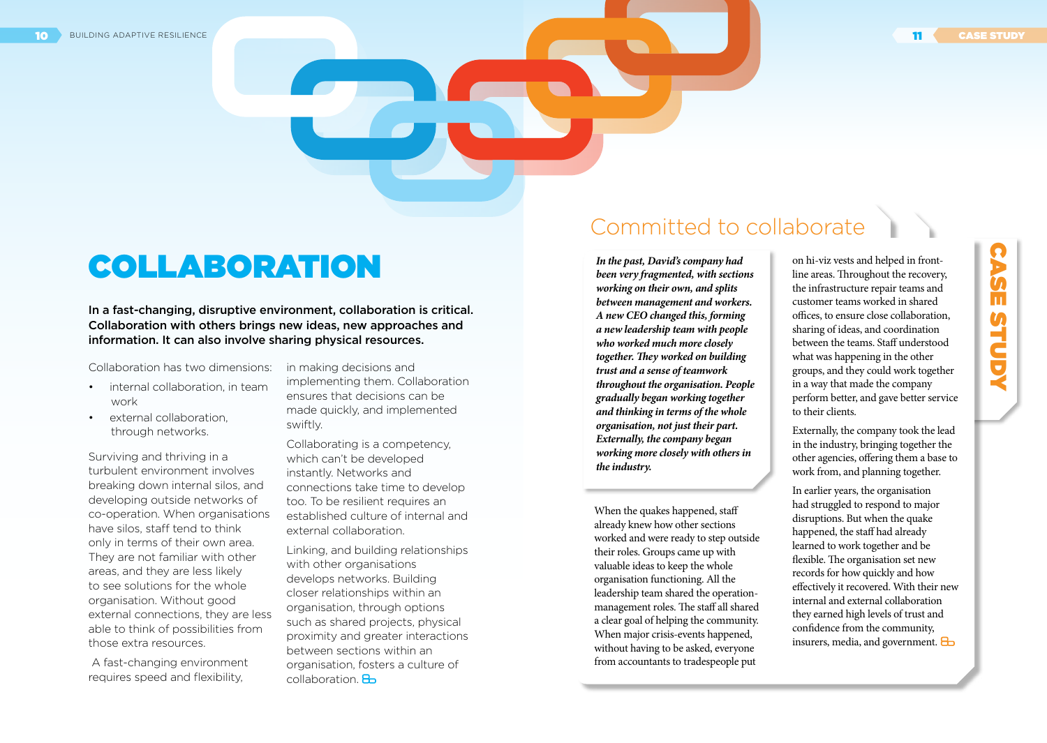# COLLABORATION

**In a fast-changing, disruptive environment, collaboration is critical. Collaboration with others brings new ideas, new approaches and information. It can also involve sharing physical resources.**

Collaboration has two dimensions:

- internal collaboration, in team work
- external collaboration, through networks.

Surviving and thriving in a turbulent environment involves breaking down internal silos, and developing outside networks of co-operation. When organisations have silos, staff tend to think only in terms of their own area. They are not familiar with other areas, and they are less likely to see solutions for the whole organisation. Without good external connections, they are less able to think of possibilities from those extra resources.

A fast-changing environment requires speed and flexibility, in making decisions and implementing them. Collaboration ensures that decisions can be made quickly, and implemented swiftly.

Collaborating is a competency, which can't be developed instantly. Networks and connections take time to develop too. To be resilient requires an established culture of internal and external collaboration.

Linking, and building relationships with other organisations develops networks. Building closer relationships within an organisation, through options such as shared projects, physical proximity and greater interactions between sections within an organisation, fosters a culture of collaboration.

## CASE STUDY

### Committed to collaborate

***In the past, David's company had been very fragmented, with sections working on their own, and splits between management and workers. A new CEO changed this, forming a new leadership team with people who worked much more closely together. They worked on building trust and a sense of teamwork throughout the organisation. People gradually began working together and thinking in terms of the whole organisation, not just their part. Externally, the company began working more closely with others in the industry.***

When the quakes happened, staff already knew how other sections worked and were ready to step outside their roles. Groups came up with valuable ideas to keep the whole organisation functioning. All the leadership team shared the operation-management roles. The staff all shared a clear goal of helping the community. When major crisis-events happened, without having to be asked, everyone from accountants to tradespeople put on hi-viz vests and helped in front-line areas. Throughout the recovery, the infrastructure repair teams and customer teams worked in shared offices, to ensure close collaboration, sharing of ideas, and coordination between the teams. Staff understood what was happening in the other groups, and they could work together in a way that made the company perform better, and gave better service to their clients.

Externally, the company took the lead in the industry, bringing together the other agencies, offering them a base to work from, and planning together.

In earlier years, the organisation had struggled to respond to major disruptions. But when the quake happened, the staff had already learned to work together and be flexible. The organisation set new records for how quickly and how effectively it recovered. With their new internal and external collaboration they earned high levels of trust and confidence from the community, insurers, media, and government.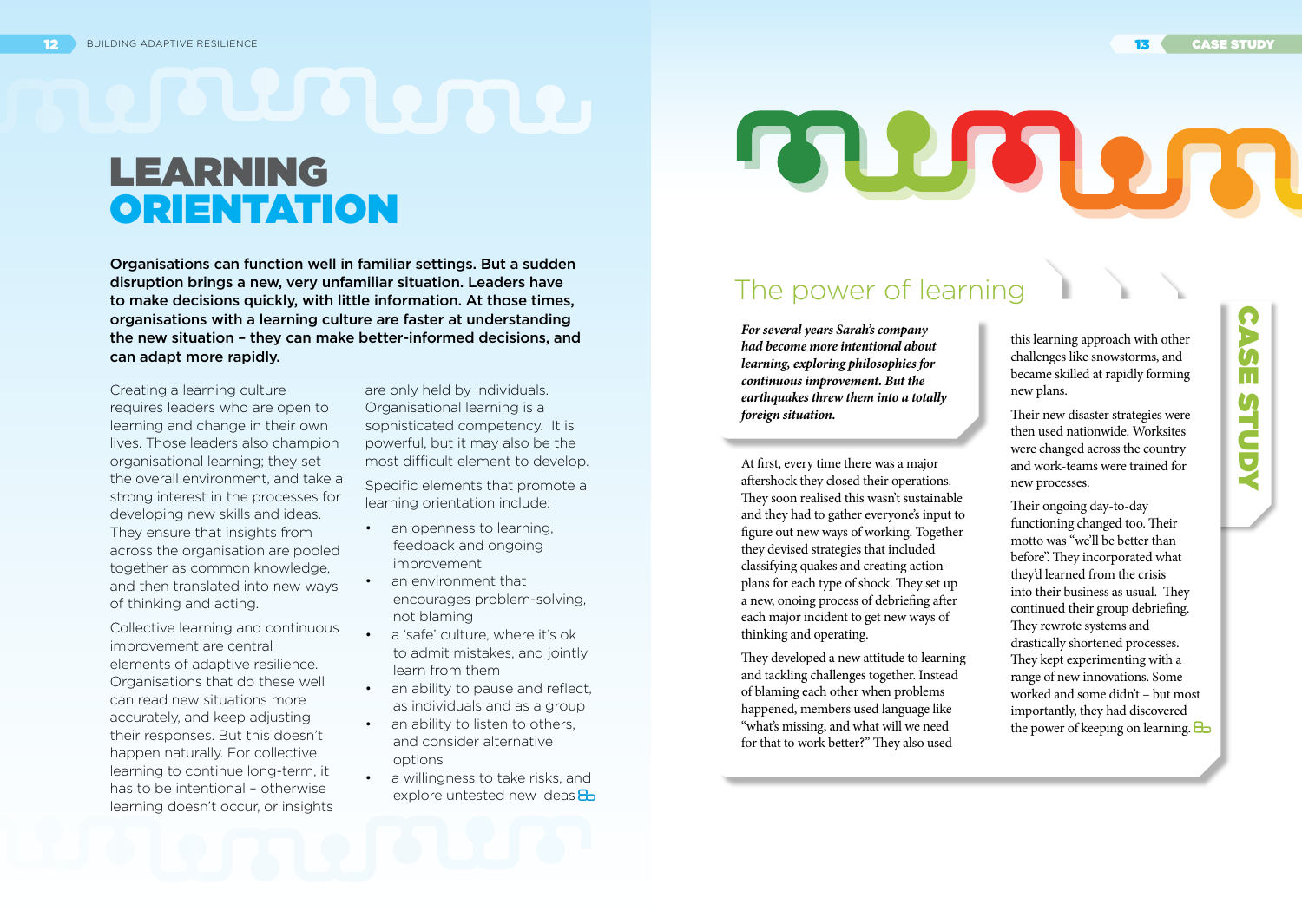# LEARNING ORIENTATION

**Organisations can function well in familiar settings. But a sudden disruption brings a new, very unfamiliar situation. Leaders have to make decisions quickly, with little information. At those times, organisations with a learning culture are faster at understanding the new situation – they can make better-informed decisions, and can adapt more rapidly.**

Creating a learning culture requires leaders who are open to learning and change in their own lives. Those leaders also champion organisational learning; they set the overall environment, and take a strong interest in the processes for developing new skills and ideas. They ensure that insights from across the organisation are pooled together as common knowledge, and then translated into new ways of thinking and acting.

Collective learning and continuous improvement are central elements of adaptive resilience. Organisations that do these well can read new situations more accurately, and keep adjusting their responses. But this doesn't happen naturally. For collective learning to continue long-term, it has to be intentional – otherwise learning doesn't occur, or insights are only held by individuals. Organisational learning is a sophisticated competency. It is powerful, but it may also be the most difficult element to develop.

Specific elements that promote a learning orientation include:

- an openness to learning, feedback and ongoing improvement
- an environment that encourages problem-solving, not blaming
- a 'safe' culture, where it's ok to admit mistakes, and jointly learn from them
- an ability to pause and reflect, as individuals and as a group
- an ability to listen to others, and consider alternative options
- a willingness to take risks, and explore untested new ideas

## CASE STUDY

### The power of learning

***For several years Sarah's company had become more intentional about learning, exploring philosophies for continuous improvement. But the earthquakes threw them into a totally foreign situation.***

At first, every time there was a major aftershock they closed their operations. They soon realised this wasn't sustainable and they had to gather everyone's input to figure out new ways of working. Together they devised strategies that included classifying quakes and creating action-plans for each type of shock. They set up a new, onoing process of debriefing after each major incident to get new ways of thinking and operating.

They developed a new attitude to learning and tackling challenges together. Instead of blaming each other when problems happened, members used language like "what's missing, and what will we need for that to work better?" They also used this learning approach with other challenges like snowstorms, and became skilled at rapidly forming new plans.

Their new disaster strategies were then used nationwide. Worksites were changed across the country and work-teams were trained for new processes.

Their ongoing day-to-day functioning changed too. Their motto was "we'll be better than before". They incorporated what they'd learned from the crisis into their business as usual. They continued their group debriefing. They rewrote systems and drastically shortened processes. They kept experimenting with a range of new innovations. Some worked and some didn't – but most importantly, they had discovered the power of keeping on learning.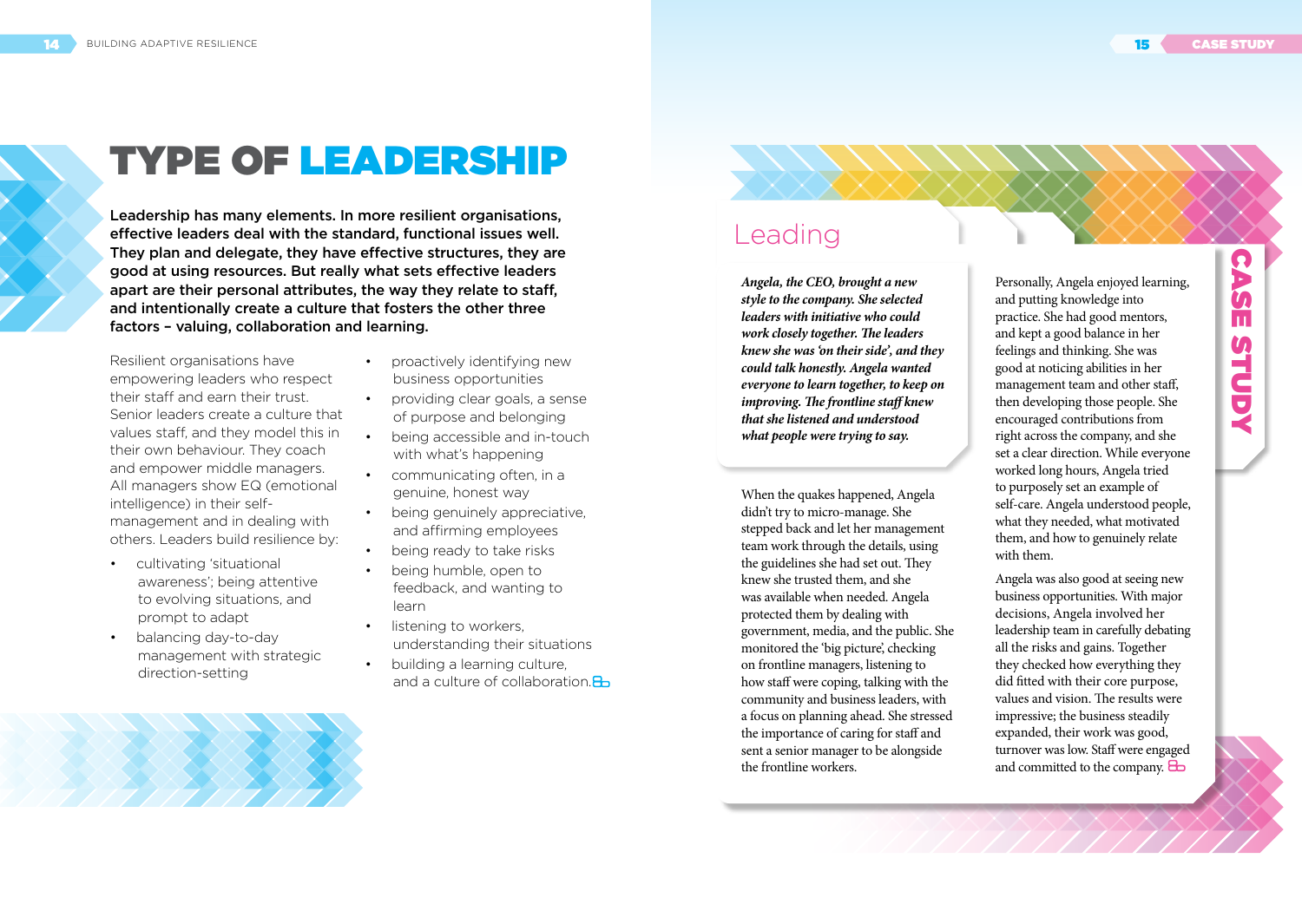# TYPE OF LEADERSHIP

**Leadership has many elements. In more resilient organisations, effective leaders deal with the standard, functional issues well. They plan and delegate, they have effective structures, they are good at using resources. But really what sets effective leaders apart are their personal attributes, the way they relate to staff, and intentionally create a culture that fosters the other three factors – valuing, collaboration and learning.**

Resilient organisations have empowering leaders who respect their staff and earn their trust. Senior leaders create a culture that values staff, and they model this in their own behaviour. They coach and empower middle managers. All managers show EQ (emotional intelligence) in their self-management and in dealing with others. Leaders build resilience by:

- cultivating 'situational awareness'; being attentive to evolving situations, and prompt to adapt
- balancing day-to-day management with strategic direction-setting
- proactively identifying new business opportunities
- providing clear goals, a sense of purpose and belonging
- being accessible and in-touch with what's happening
- communicating often, in a genuine, honest way
- being genuinely appreciative, and affirming employees
- being ready to take risks
- being humble, open to feedback, and wanting to learn
- listening to workers, understanding their situations
- building a learning culture, and a culture of collaboration.

## CASE STUDY

### Leading

***Angela, the CEO, brought a new style to the company. She selected leaders with initiative who could work closely together. The leaders knew she was 'on their side', and they could talk honestly. Angela wanted everyone to learn together, to keep on improving. The frontline staff knew that she listened and understood what people were trying to say.***

When the quakes happened, Angela didn't try to micro-manage. She stepped back and let her management team work through the details, using the guidelines she had set out. They knew she trusted them, and she was available when needed. Angela protected them by dealing with government, media, and the public. She monitored the 'big picture', checking on frontline managers, listening to how staff were coping, talking with the community and business leaders, with a focus on planning ahead. She stressed the importance of caring for staff and sent a senior manager to be alongside the frontline workers.

Personally, Angela enjoyed learning, and putting knowledge into practice. She had good mentors, and kept a good balance in her feelings and thinking. She was good at noticing abilities in her management team and other staff, then developing those people. She encouraged contributions from right across the company, and she set a clear direction. While everyone worked long hours, Angela tried to purposely set an example of self-care. Angela understood people, what they needed, what motivated them, and how to genuinely relate with them.

Angela was also good at seeing new business opportunities. With major decisions, Angela involved her leadership team in carefully debating all the risks and gains. Together they checked how everything they did fitted with their core purpose, values and vision. The results were impressive; the business steadily expanded, their work was good, turnover was low. Staff were engaged and committed to the company.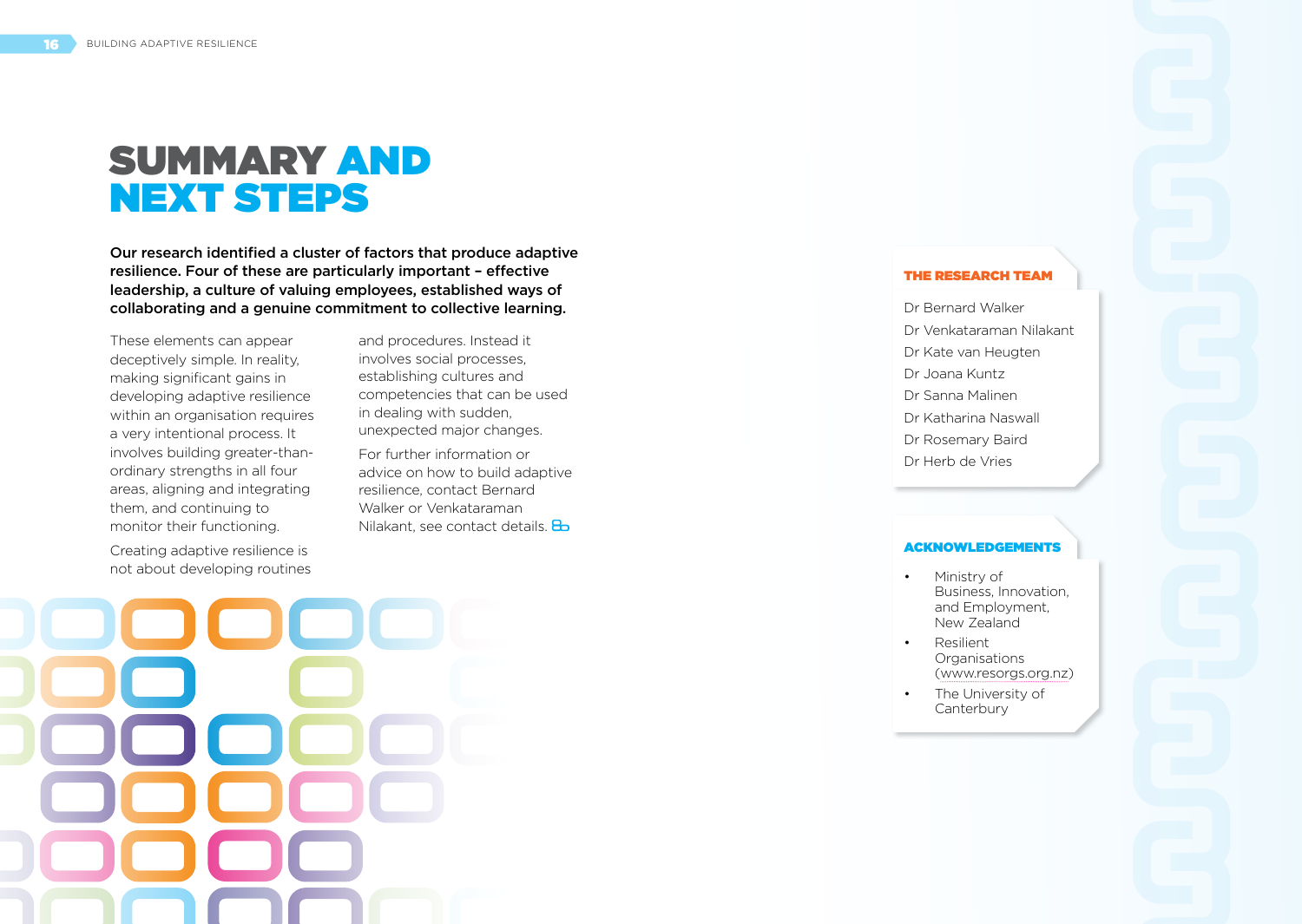# SUMMARY AND NEXT STEPS

**Our research identified a cluster of factors that produce adaptive resilience. Four of these are particularly important – effective leadership, a culture of valuing employees, established ways of collaborating and a genuine commitment to collective learning.**

These elements can appear deceptively simple. In reality, making significant gains in developing adaptive resilience within an organisation requires a very intentional process. It involves building greater-than-ordinary strengths in all four areas, aligning and integrating them, and continuing to monitor their functioning.

Creating adaptive resilience is not about developing routines and procedures. Instead it involves social processes, establishing cultures and competencies that can be used in dealing with sudden, unexpected major changes.

For further information or advice on how to build adaptive resilience, contact Bernard Walker or Venkataraman Nilakant, see contact details.

## THE RESEARCH TEAM

Dr Bernard Walker
Dr Venkataraman Nilakant
Dr Kate van Heugten
Dr Joana Kuntz
Dr Sanna Malinen
Dr Katharina Naswall
Dr Rosemary Baird
Dr Herb de Vries

## ACKNOWLEDGEMENTS

- Ministry of Business, Innovation, and Employment, New Zealand
- Resilient Organisations (www.resorgs.org.nz)
- The University of Canterbury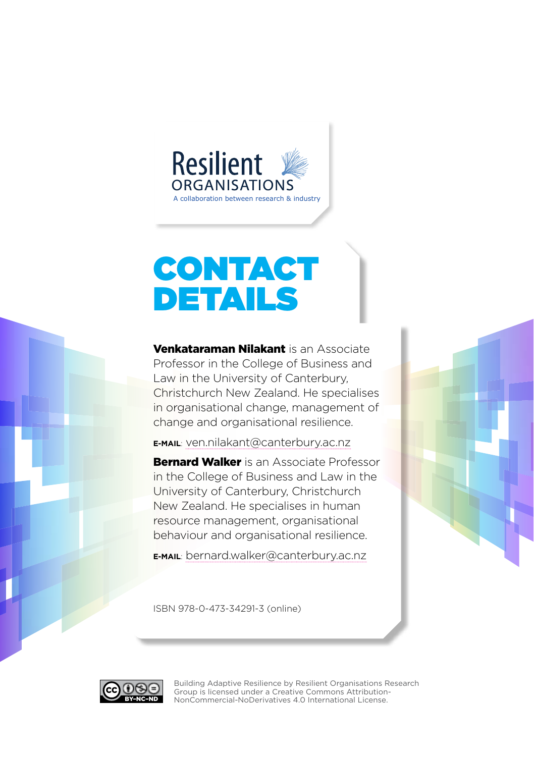Resilient ORGANISATIONS

A collaboration between research & industry

# CONTACT DETAILS

**Venkataraman Nilakant** is an Associate Professor in the College of Business and Law in the University of Canterbury, Christchurch New Zealand. He specialises in organisational change, management of change and organisational resilience.

**E-MAIL**: ven.nilakant@canterbury.ac.nz

**Bernard Walker** is an Associate Professor in the College of Business and Law in the University of Canterbury, Christchurch New Zealand. He specialises in human resource management, organisational behaviour and organisational resilience.

**E-MAIL**: bernard.walker@canterbury.ac.nz

ISBN 978-0-473-34291-3 (online)

Building Adaptive Resilience by Resilient Organisations Research Group is licensed under a Creative Commons Attribution-NonCommercial-NoDerivatives 4.0 International License.